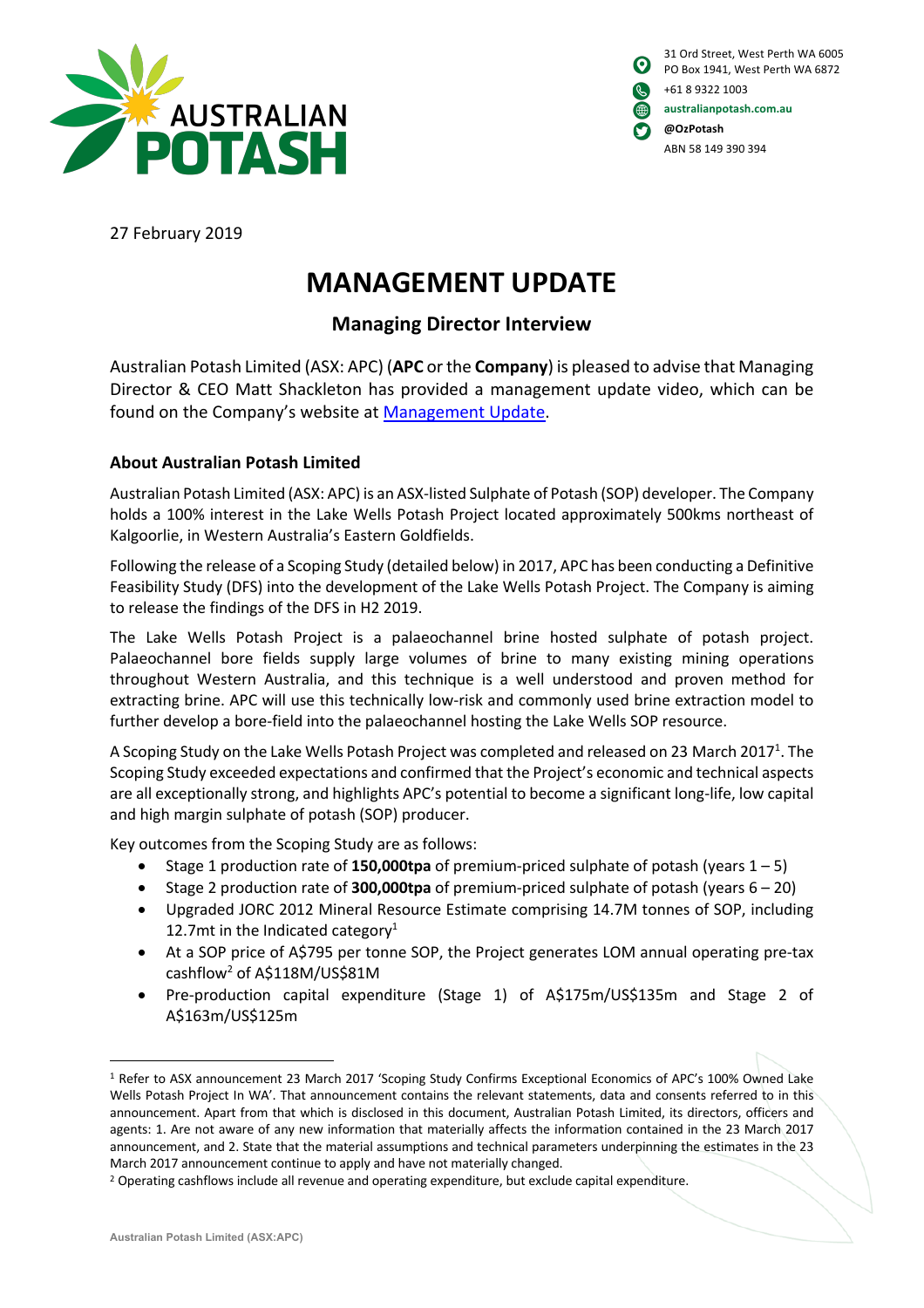AUSTRALIAN POTASH

31 Ord Street, West Perth WA 6005
PO Box 1941, West Perth WA 6872
+61 8 9322 1003
australianpotash.com.au
@OzPotash
ABN 58 149 390 394

27 February 2019

# MANAGEMENT UPDATE

## Managing Director Interview

Australian Potash Limited (ASX: APC) (**APC** or the **Company**) is pleased to advise that Managing Director & CEO Matt Shackleton has provided a management update video, which can be found on the Company's website at Management Update.

### About Australian Potash Limited

Australian Potash Limited (ASX: APC) is an ASX-listed Sulphate of Potash (SOP) developer. The Company holds a 100% interest in the Lake Wells Potash Project located approximately 500kms northeast of Kalgoorlie, in Western Australia's Eastern Goldfields.

Following the release of a Scoping Study (detailed below) in 2017, APC has been conducting a Definitive Feasibility Study (DFS) into the development of the Lake Wells Potash Project. The Company is aiming to release the findings of the DFS in H2 2019.

The Lake Wells Potash Project is a palaeochannel brine hosted sulphate of potash project. Palaeochannel bore fields supply large volumes of brine to many existing mining operations throughout Western Australia, and this technique is a well understood and proven method for extracting brine. APC will use this technically low-risk and commonly used brine extraction model to further develop a bore-field into the palaeochannel hosting the Lake Wells SOP resource.

A Scoping Study on the Lake Wells Potash Project was completed and released on 23 March 2017[1]. The Scoping Study exceeded expectations and confirmed that the Project's economic and technical aspects are all exceptionally strong, and highlights APC's potential to become a significant long-life, low capital and high margin sulphate of potash (SOP) producer.

Key outcomes from the Scoping Study are as follows:

- Stage 1 production rate of **150,000tpa** of premium-priced sulphate of potash (years 1 – 5)
- Stage 2 production rate of **300,000tpa** of premium-priced sulphate of potash (years 6 – 20)
- Upgraded JORC 2012 Mineral Resource Estimate comprising 14.7M tonnes of SOP, including 12.7mt in the Indicated category[1]
- At a SOP price of A$795 per tonne SOP, the Project generates LOM annual operating pre-tax cashflow[2] of A$118M/US$81M
- Pre-production capital expenditure (Stage 1) of A$175m/US$135m and Stage 2 of A$163m/US$125m

---

[1] Refer to ASX announcement 23 March 2017 'Scoping Study Confirms Exceptional Economics of APC's 100% Owned Lake Wells Potash Project In WA'. That announcement contains the relevant statements, data and consents referred to in this announcement. Apart from that which is disclosed in this document, Australian Potash Limited, its directors, officers and agents: 1. Are not aware of any new information that materially affects the information contained in the 23 March 2017 announcement, and 2. State that the material assumptions and technical parameters underpinning the estimates in the 23 March 2017 announcement continue to apply and have not materially changed.

[2] Operating cashflows include all revenue and operating expenditure, but exclude capital expenditure.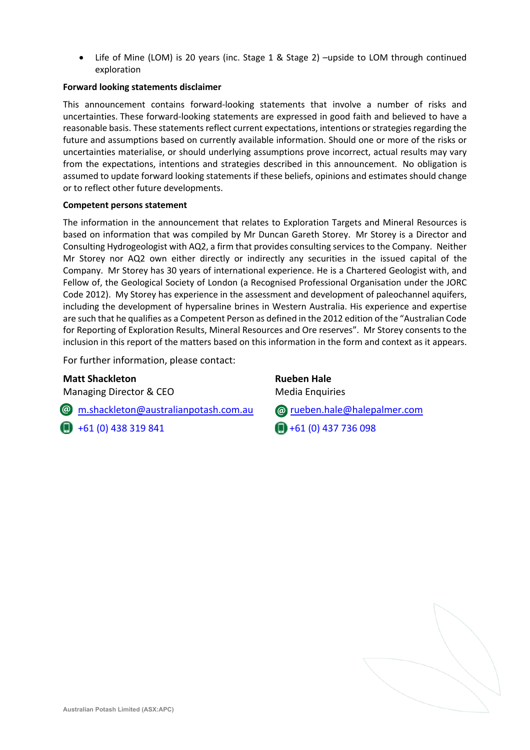- Life of Mine (LOM) is 20 years (inc. Stage 1 & Stage 2) –upside to LOM through continued exploration

**Forward looking statements disclaimer**

This announcement contains forward-looking statements that involve a number of risks and uncertainties. These forward-looking statements are expressed in good faith and believed to have a reasonable basis. These statements reflect current expectations, intentions or strategies regarding the future and assumptions based on currently available information. Should one or more of the risks or uncertainties materialise, or should underlying assumptions prove incorrect, actual results may vary from the expectations, intentions and strategies described in this announcement. No obligation is assumed to update forward looking statements if these beliefs, opinions and estimates should change or to reflect other future developments.

**Competent persons statement**

The information in the announcement that relates to Exploration Targets and Mineral Resources is based on information that was compiled by Mr Duncan Gareth Storey. Mr Storey is a Director and Consulting Hydrogeologist with AQ2, a firm that provides consulting services to the Company. Neither Mr Storey nor AQ2 own either directly or indirectly any securities in the issued capital of the Company. Mr Storey has 30 years of international experience. He is a Chartered Geologist with, and Fellow of, the Geological Society of London (a Recognised Professional Organisation under the JORC Code 2012). My Storey has experience in the assessment and development of paleochannel aquifers, including the development of hypersaline brines in Western Australia. His experience and expertise are such that he qualifies as a Competent Person as defined in the 2012 edition of the "Australian Code for Reporting of Exploration Results, Mineral Resources and Ore reserves". Mr Storey consents to the inclusion in this report of the matters based on this information in the form and context as it appears.

For further information, please contact:

**Matt Shackleton**
Managing Director & CEO
m.shackleton@australianpotash.com.au
+61 (0) 438 319 841

**Rueben Hale**
Media Enquiries
rueben.hale@halepalmer.com
+61 (0) 437 736 098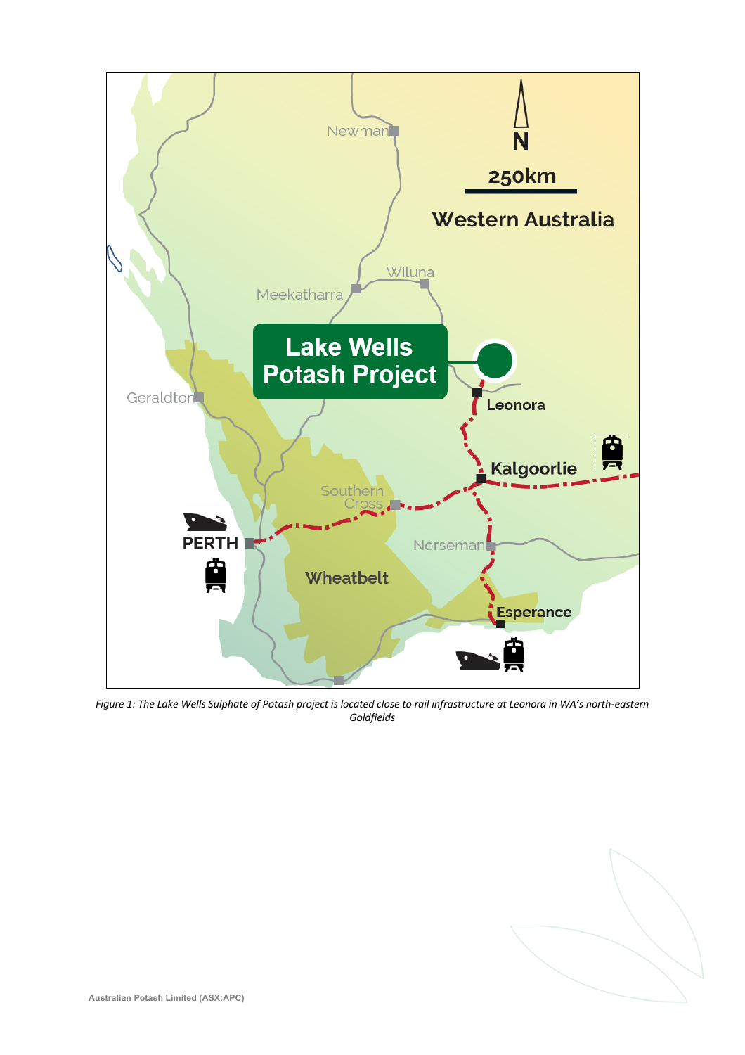Lake Wells
Potash Project

Newman
Wiluna
Meekatharra
Geraldton
Leonora
Kalgoorlie
Southern Cross
PERTH
Norseman
Wheatbelt
Esperance

N
250km
Western Australia

*Figure 1: The Lake Wells Sulphate of Potash project is located close to rail infrastructure at Leonora in WA's north-eastern Goldfields*